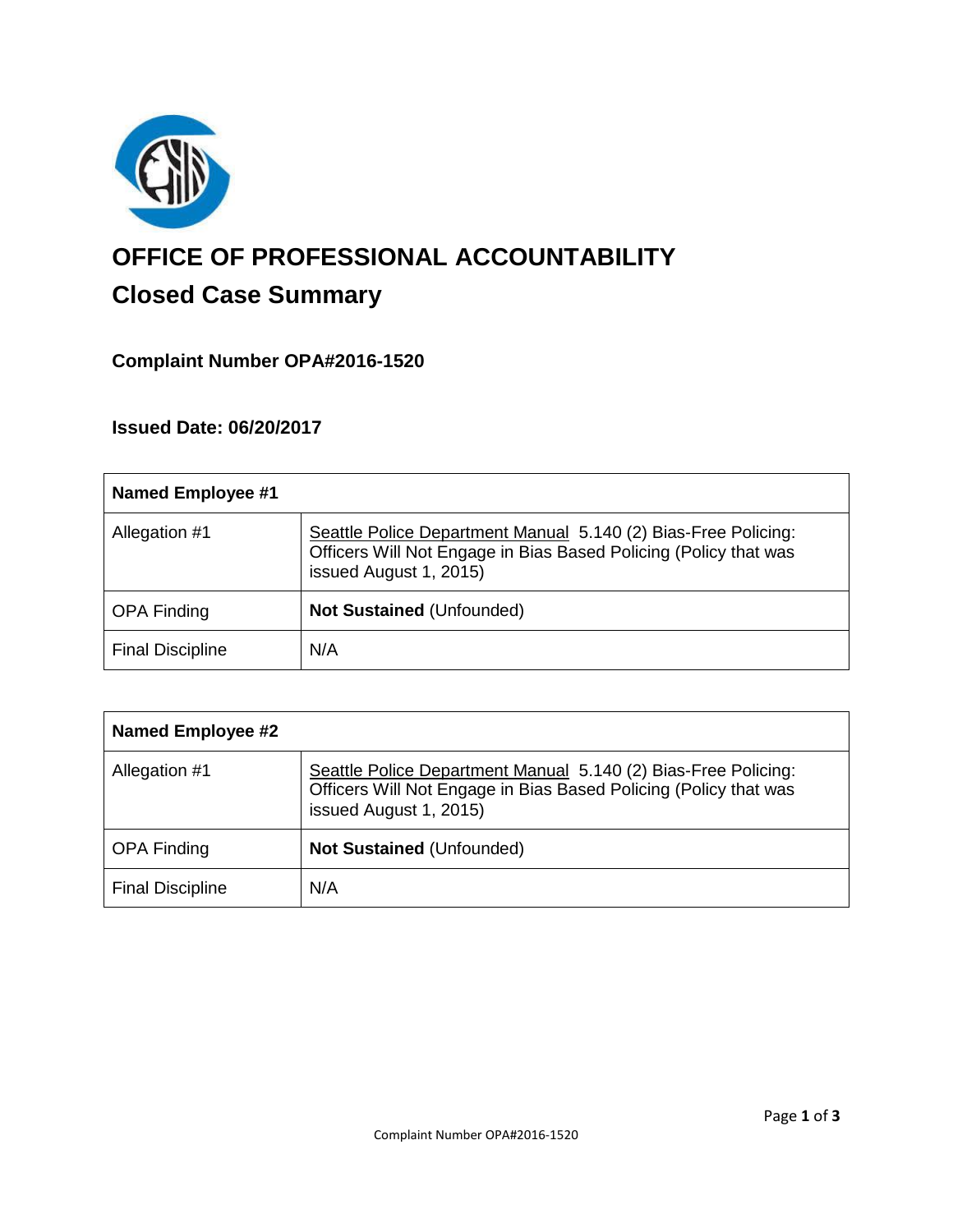# OFFICE OF PROFESSIONAL ACCOUNTABILITY

## Closed Case Summary

### Complaint Number OPA#2016-1520

### Issued Date: 06/20/2017

| **Named Employee #1** | |
|---|---|
| Allegation #1 | Seattle Police Department Manual 5.140 (2) Bias-Free Policing: Officers Will Not Engage in Bias Based Policing (Policy that was issued August 1, 2015) |
| OPA Finding | **Not Sustained** (Unfounded) |
| Final Discipline | N/A |

| **Named Employee #2** | |
|---|---|
| Allegation #1 | Seattle Police Department Manual 5.140 (2) Bias-Free Policing: Officers Will Not Engage in Bias Based Policing (Policy that was issued August 1, 2015) |
| OPA Finding | **Not Sustained** (Unfounded) |
| Final Discipline | N/A |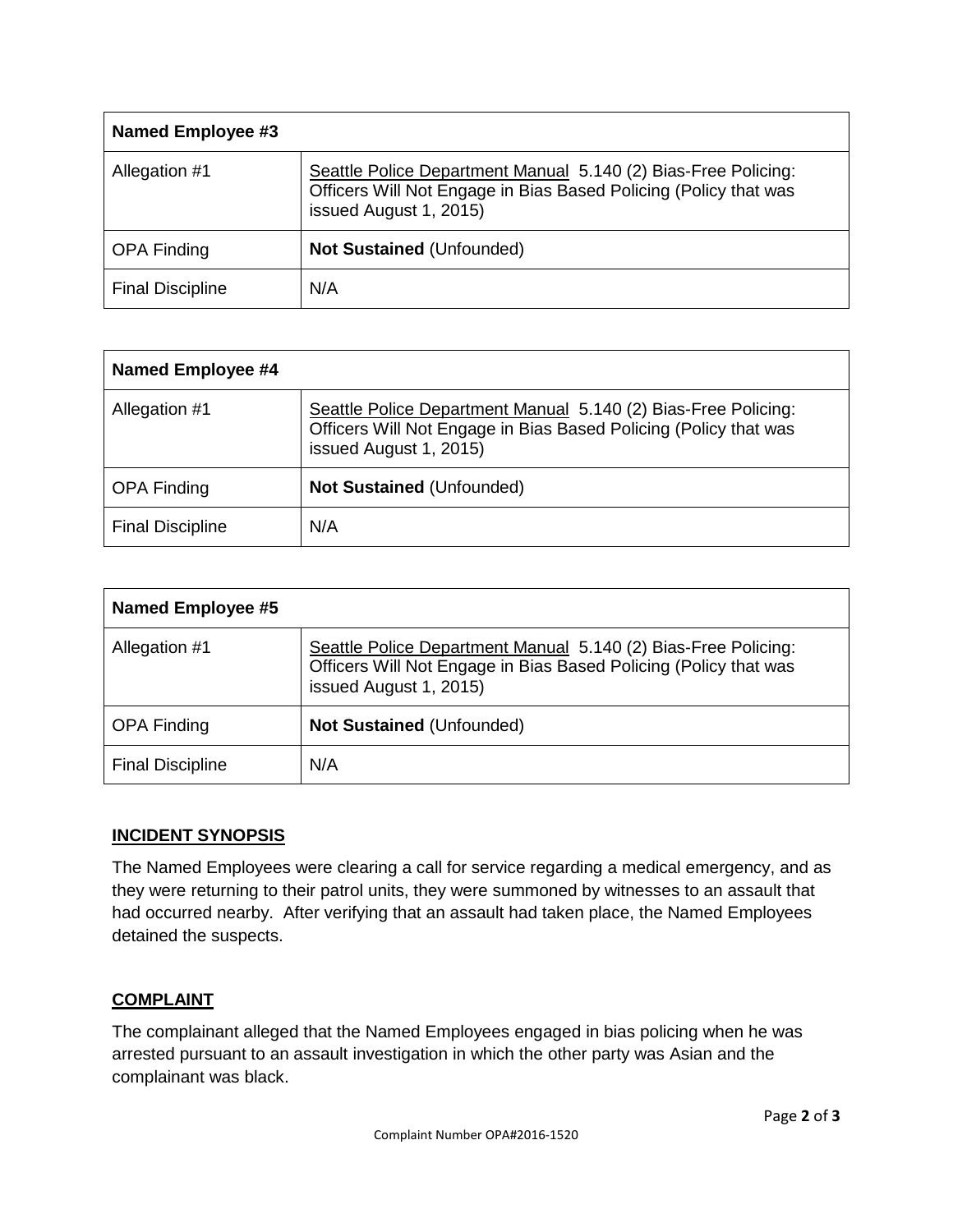| Named Employee #3 | |
|---|---|
| Allegation #1 | Seattle Police Department Manual 5.140 (2) Bias-Free Policing: Officers Will Not Engage in Bias Based Policing (Policy that was issued August 1, 2015) |
| OPA Finding | **Not Sustained** (Unfounded) |
| Final Discipline | N/A |

| Named Employee #4 | |
|---|---|
| Allegation #1 | Seattle Police Department Manual 5.140 (2) Bias-Free Policing: Officers Will Not Engage in Bias Based Policing (Policy that was issued August 1, 2015) |
| OPA Finding | **Not Sustained** (Unfounded) |
| Final Discipline | N/A |

| Named Employee #5 | |
|---|---|
| Allegation #1 | Seattle Police Department Manual 5.140 (2) Bias-Free Policing: Officers Will Not Engage in Bias Based Policing (Policy that was issued August 1, 2015) |
| OPA Finding | **Not Sustained** (Unfounded) |
| Final Discipline | N/A |

## INCIDENT SYNOPSIS

The Named Employees were clearing a call for service regarding a medical emergency, and as they were returning to their patrol units, they were summoned by witnesses to an assault that had occurred nearby. After verifying that an assault had taken place, the Named Employees detained the suspects.

## COMPLAINT

The complainant alleged that the Named Employees engaged in bias policing when he was arrested pursuant to an assault investigation in which the other party was Asian and the complainant was black.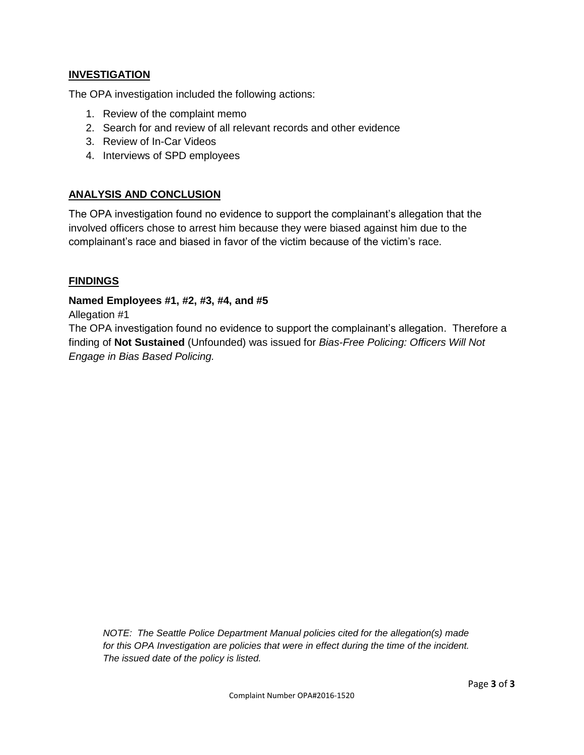## INVESTIGATION

The OPA investigation included the following actions:

1. Review of the complaint memo
2. Search for and review of all relevant records and other evidence
3. Review of In-Car Videos
4. Interviews of SPD employees

## ANALYSIS AND CONCLUSION

The OPA investigation found no evidence to support the complainant's allegation that the involved officers chose to arrest him because they were biased against him due to the complainant's race and biased in favor of the victim because of the victim's race.

## FINDINGS

**Named Employees #1, #2, #3, #4, and #5**

Allegation #1

The OPA investigation found no evidence to support the complainant's allegation. Therefore a finding of **Not Sustained** (Unfounded) was issued for *Bias-Free Policing: Officers Will Not Engage in Bias Based Policing.*

*NOTE: The Seattle Police Department Manual policies cited for the allegation(s) made for this OPA Investigation are policies that were in effect during the time of the incident. The issued date of the policy is listed.*

Complaint Number OPA#2016-1520